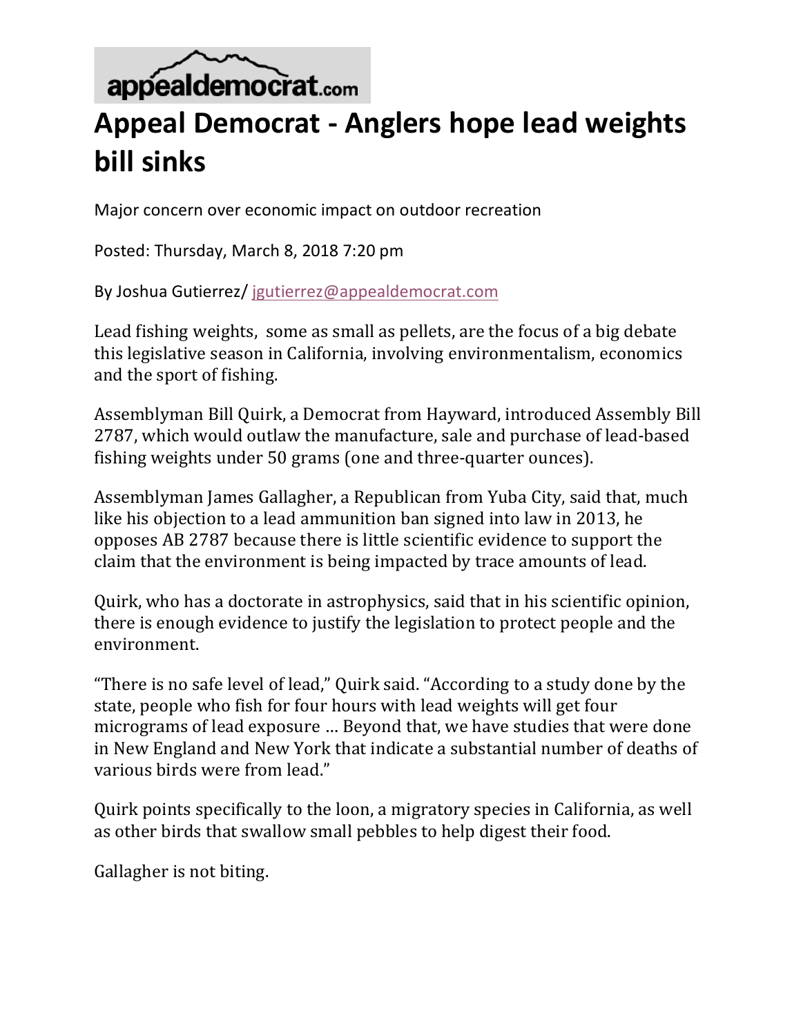appealdemocrat.com

# Appeal Democrat - Anglers hope lead weights bill sinks

Major concern over economic impact on outdoor recreation

Posted: Thursday, March 8, 2018 7:20 pm

By Joshua Gutierrez/ jgutierrez@appealdemocrat.com

Lead fishing weights, some as small as pellets, are the focus of a big debate this legislative season in California, involving environmentalism, economics and the sport of fishing.

Assemblyman Bill Quirk, a Democrat from Hayward, introduced Assembly Bill 2787, which would outlaw the manufacture, sale and purchase of lead-based fishing weights under 50 grams (one and three-quarter ounces).

Assemblyman James Gallagher, a Republican from Yuba City, said that, much like his objection to a lead ammunition ban signed into law in 2013, he opposes AB 2787 because there is little scientific evidence to support the claim that the environment is being impacted by trace amounts of lead.

Quirk, who has a doctorate in astrophysics, said that in his scientific opinion, there is enough evidence to justify the legislation to protect people and the environment.

"There is no safe level of lead," Quirk said. "According to a study done by the state, people who fish for four hours with lead weights will get four micrograms of lead exposure … Beyond that, we have studies that were done in New England and New York that indicate a substantial number of deaths of various birds were from lead."

Quirk points specifically to the loon, a migratory species in California, as well as other birds that swallow small pebbles to help digest their food.

Gallagher is not biting.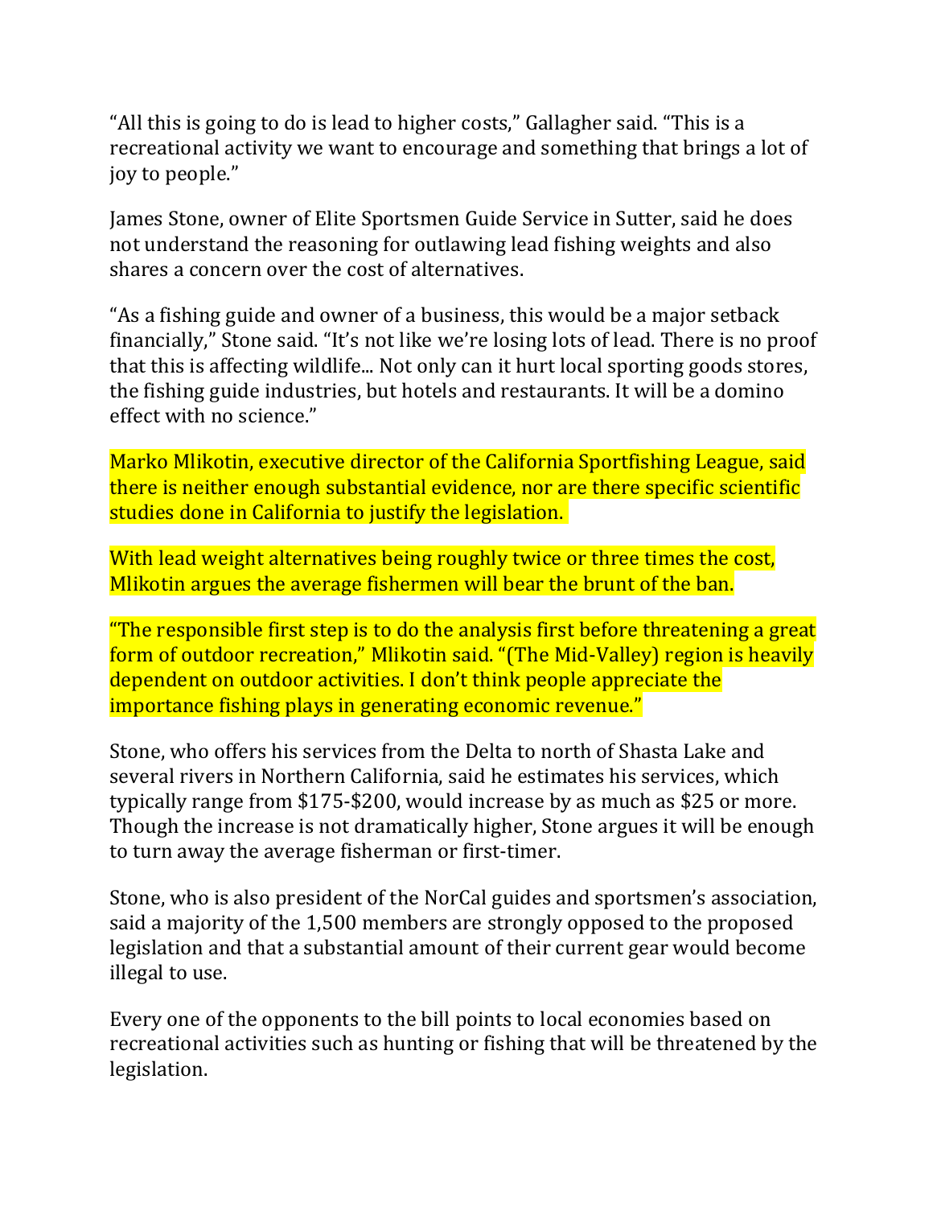"All this is going to do is lead to higher costs," Gallagher said. "This is a recreational activity we want to encourage and something that brings a lot of joy to people."

James Stone, owner of Elite Sportsmen Guide Service in Sutter, said he does not understand the reasoning for outlawing lead fishing weights and also shares a concern over the cost of alternatives.

"As a fishing guide and owner of a business, this would be a major setback financially," Stone said. "It's not like we're losing lots of lead. There is no proof that this is affecting wildlife... Not only can it hurt local sporting goods stores, the fishing guide industries, but hotels and restaurants. It will be a domino effect with no science."

Marko Mlikotin, executive director of the California Sportfishing League, said there is neither enough substantial evidence, nor are there specific scientific studies done in California to justify the legislation.

With lead weight alternatives being roughly twice or three times the cost, Mlikotin argues the average fishermen will bear the brunt of the ban.

"The responsible first step is to do the analysis first before threatening a great form of outdoor recreation," Mlikotin said. "(The Mid-Valley) region is heavily dependent on outdoor activities. I don't think people appreciate the importance fishing plays in generating economic revenue."

Stone, who offers his services from the Delta to north of Shasta Lake and several rivers in Northern California, said he estimates his services, which typically range from $175-$200, would increase by as much as $25 or more. Though the increase is not dramatically higher, Stone argues it will be enough to turn away the average fisherman or first-timer.

Stone, who is also president of the NorCal guides and sportsmen's association, said a majority of the 1,500 members are strongly opposed to the proposed legislation and that a substantial amount of their current gear would become illegal to use.

Every one of the opponents to the bill points to local economies based on recreational activities such as hunting or fishing that will be threatened by the legislation.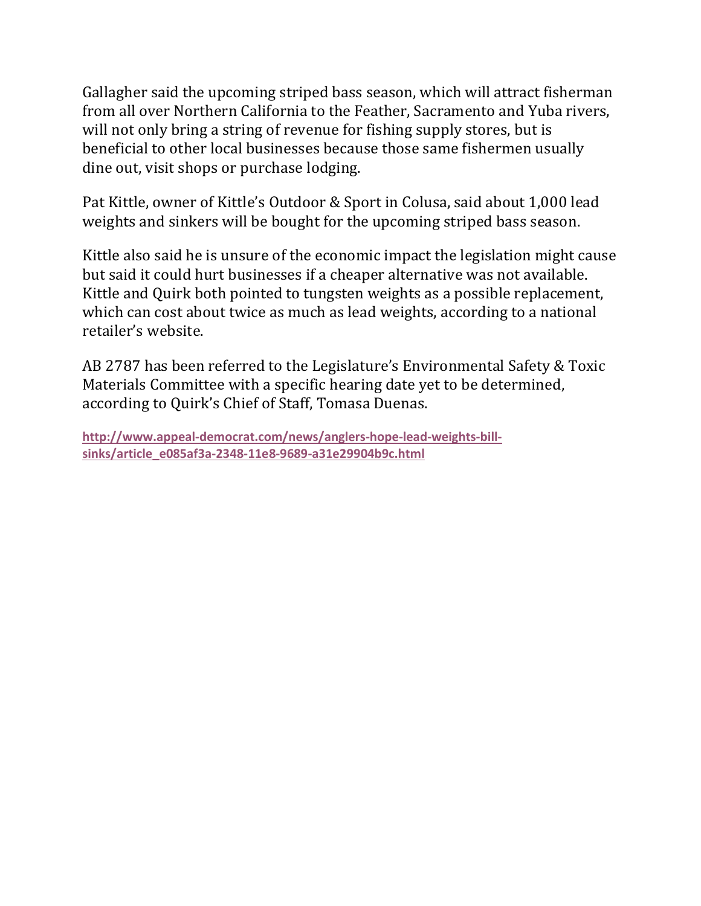Gallagher said the upcoming striped bass season, which will attract fisherman from all over Northern California to the Feather, Sacramento and Yuba rivers, will not only bring a string of revenue for fishing supply stores, but is beneficial to other local businesses because those same fishermen usually dine out, visit shops or purchase lodging.

Pat Kittle, owner of Kittle's Outdoor & Sport in Colusa, said about 1,000 lead weights and sinkers will be bought for the upcoming striped bass season.

Kittle also said he is unsure of the economic impact the legislation might cause but said it could hurt businesses if a cheaper alternative was not available. Kittle and Quirk both pointed to tungsten weights as a possible replacement, which can cost about twice as much as lead weights, according to a national retailer's website.

AB 2787 has been referred to the Legislature's Environmental Safety & Toxic Materials Committee with a specific hearing date yet to be determined, according to Quirk's Chief of Staff, Tomasa Duenas.

http://www.appeal-democrat.com/news/anglers-hope-lead-weights-bill-sinks/article_e085af3a-2348-11e8-9689-a31e29904b9c.html